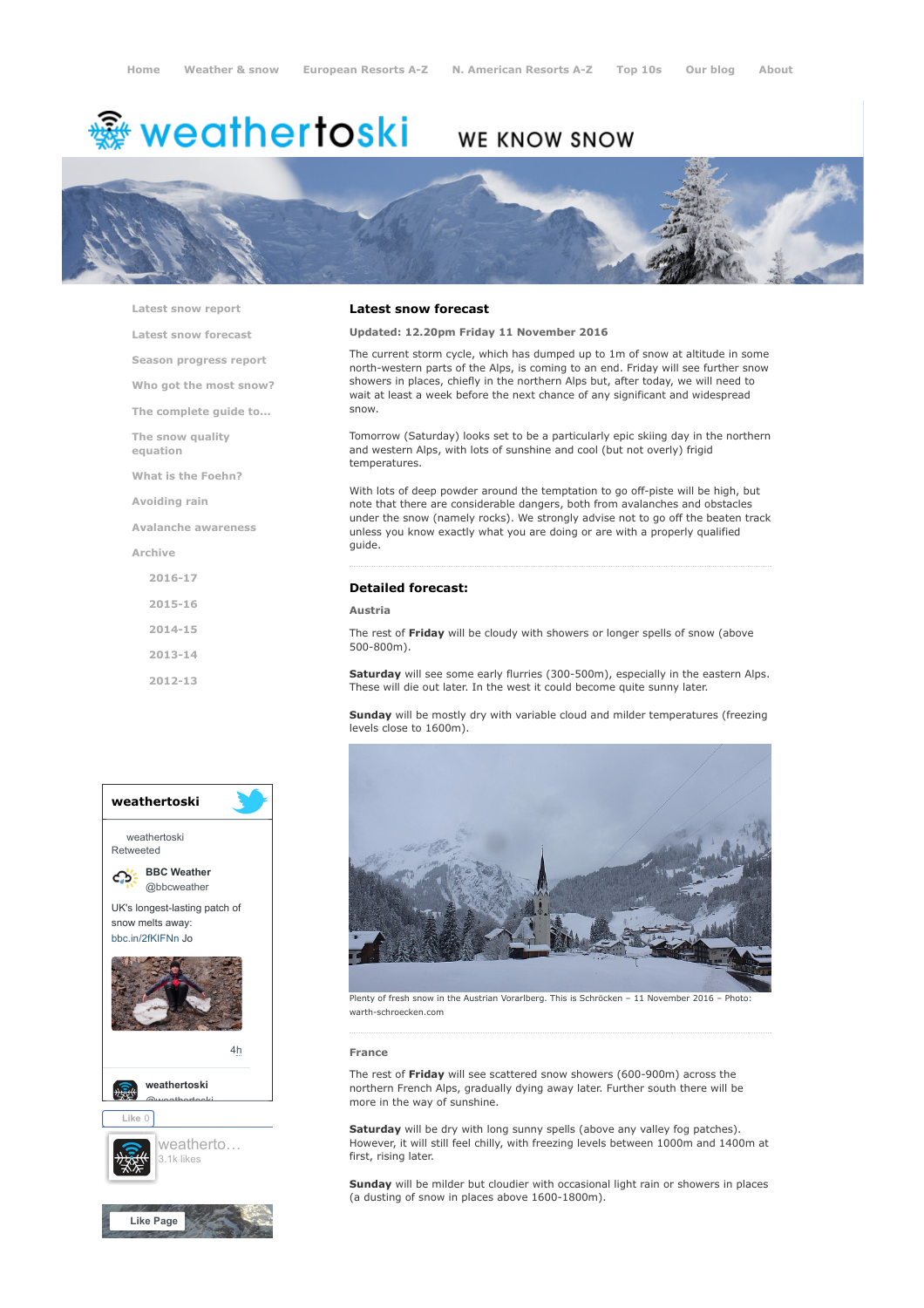Home | Weather & snow | European Resorts A-Z | N. American Resorts A-Z | Top 10s | Our blog | About

weathertoski WE KNOW SNOW

- Latest snow report
- Latest snow forecast
- Season progress report
- Who got the most snow?
- The complete guide to...
- The snow quality equation
- What is the Foehn?
- Avoiding rain
- Avalanche awareness
- Archive
  - 2016-17
  - 2015-16
  - 2014-15
  - 2013-14
  - 2012-13

## Latest snow forecast

**Updated: 12.20pm Friday 11 November 2016**

The current storm cycle, which has dumped up to 1m of snow at altitude in some north-western parts of the Alps, is coming to an end. Friday will see further snow showers in places, chiefly in the northern Alps but, after today, we will need to wait at least a week before the next chance of any significant and widespread snow.

Tomorrow (Saturday) looks set to be a particularly epic skiing day in the northern and western Alps, with lots of sunshine and cool (but not overly) frigid temperatures.

With lots of deep powder around the temptation to go off-piste will be high, but note that there are considerable dangers, both from avalanches and obstacles under the snow (namely rocks). We strongly advise not to go off the beaten track unless you know exactly what you are doing or are with a properly qualified guide.

### Detailed forecast:

**Austria**

The rest of **Friday** will be cloudy with showers or longer spells of snow (above 500-800m).

**Saturday** will see some early flurries (300-500m), especially in the eastern Alps. These will die out later. In the west it could become quite sunny later.

**Sunday** will be mostly dry with variable cloud and milder temperatures (freezing levels close to 1600m).

Plenty of fresh snow in the Austrian Vorarlberg. This is Schröcken – 11 November 2016 – Photo: warth-schroecken.com

**France**

The rest of **Friday** will see scattered snow showers (600-900m) across the northern French Alps, gradually dying away later. Further south there will be more in the way of sunshine.

**Saturday** will be dry with long sunny spells (above any valley fog patches). However, it will still feel chilly, with freezing levels between 1000m and 1400m at first, rising later.

**Sunday** will be milder but cloudier with occasional light rain or showers in places (a dusting of snow in places above 1600-1800m).

weathertoski

weathertoski Retweeted

BBC Weather @bbcweather

UK's longest-lasting patch of snow melts away: bbc.in/2fKIFNn Jo

4h

weathertoski @weathertoski

Like 0

weatherto… 3.1k likes

Like Page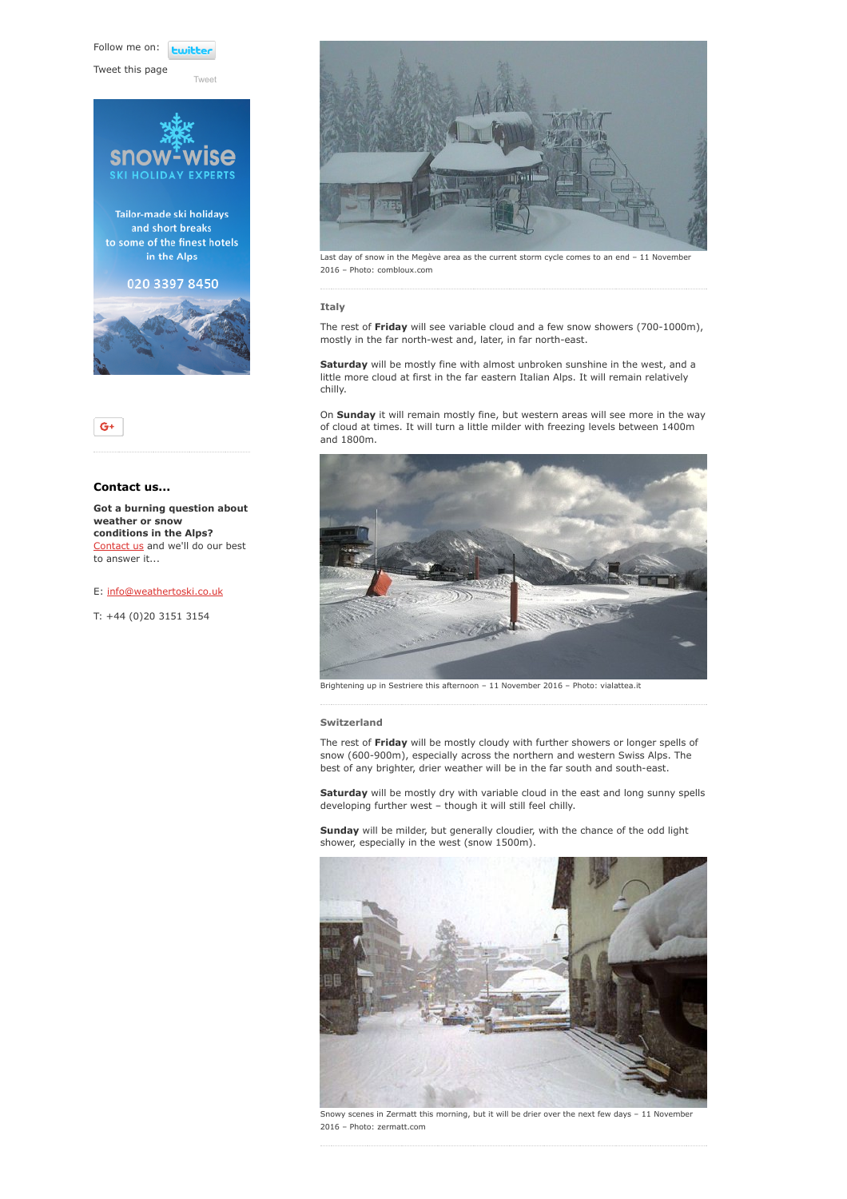Follow me on: twitter

Tweet this page

Tweet

snow-wise
SKI HOLIDAY EXPERTS

Tailor-made ski holidays and short breaks to some of the finest hotels in the Alps

020 3397 8450

G+

### Contact us...

**Got a burning question about weather or snow conditions in the Alps?** Contact us and we'll do our best to answer it...

E: info@weathertoski.co.uk

T: +44 (0)20 3151 3154

Last day of snow in the Megève area as the current storm cycle comes to an end – 11 November 2016 – Photo: combloux.com

### Italy

The rest of **Friday** will see variable cloud and a few snow showers (700-1000m), mostly in the far north-west and, later, in far north-east.

**Saturday** will be mostly fine with almost unbroken sunshine in the west, and a little more cloud at first in the far eastern Italian Alps. It will remain relatively chilly.

On **Sunday** it will remain mostly fine, but western areas will see more in the way of cloud at times. It will turn a little milder with freezing levels between 1400m and 1800m.

Brightening up in Sestriere this afternoon – 11 November 2016 – Photo: vialattea.it

### Switzerland

The rest of **Friday** will be mostly cloudy with further showers or longer spells of snow (600-900m), especially across the northern and western Swiss Alps. The best of any brighter, drier weather will be in the far south and south-east.

**Saturday** will be mostly dry with variable cloud in the east and long sunny spells developing further west – though it will still feel chilly.

**Sunday** will be milder, but generally cloudier, with the chance of the odd light shower, especially in the west (snow 1500m).

Snowy scenes in Zermatt this morning, but it will be drier over the next few days – 11 November 2016 – Photo: zermatt.com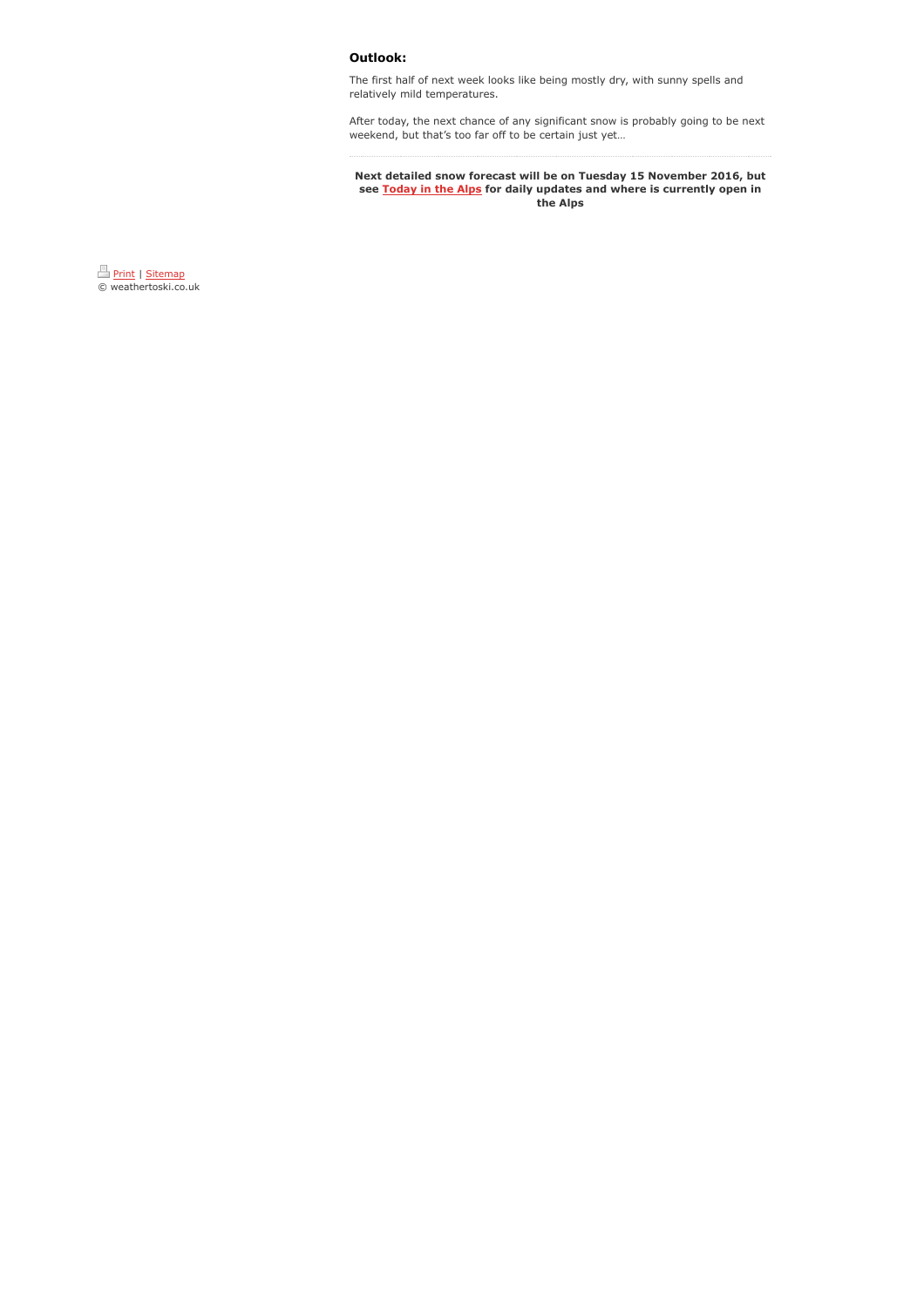### Outlook:

The first half of next week looks like being mostly dry, with sunny spells and relatively mild temperatures.

After today, the next chance of any significant snow is probably going to be next weekend, but that's too far off to be certain just yet…

---

**Next detailed snow forecast will be on Tuesday 15 November 2016, but see Today in the Alps for daily updates and where is currently open in the Alps**

Print | Sitemap
© weathertoski.co.uk